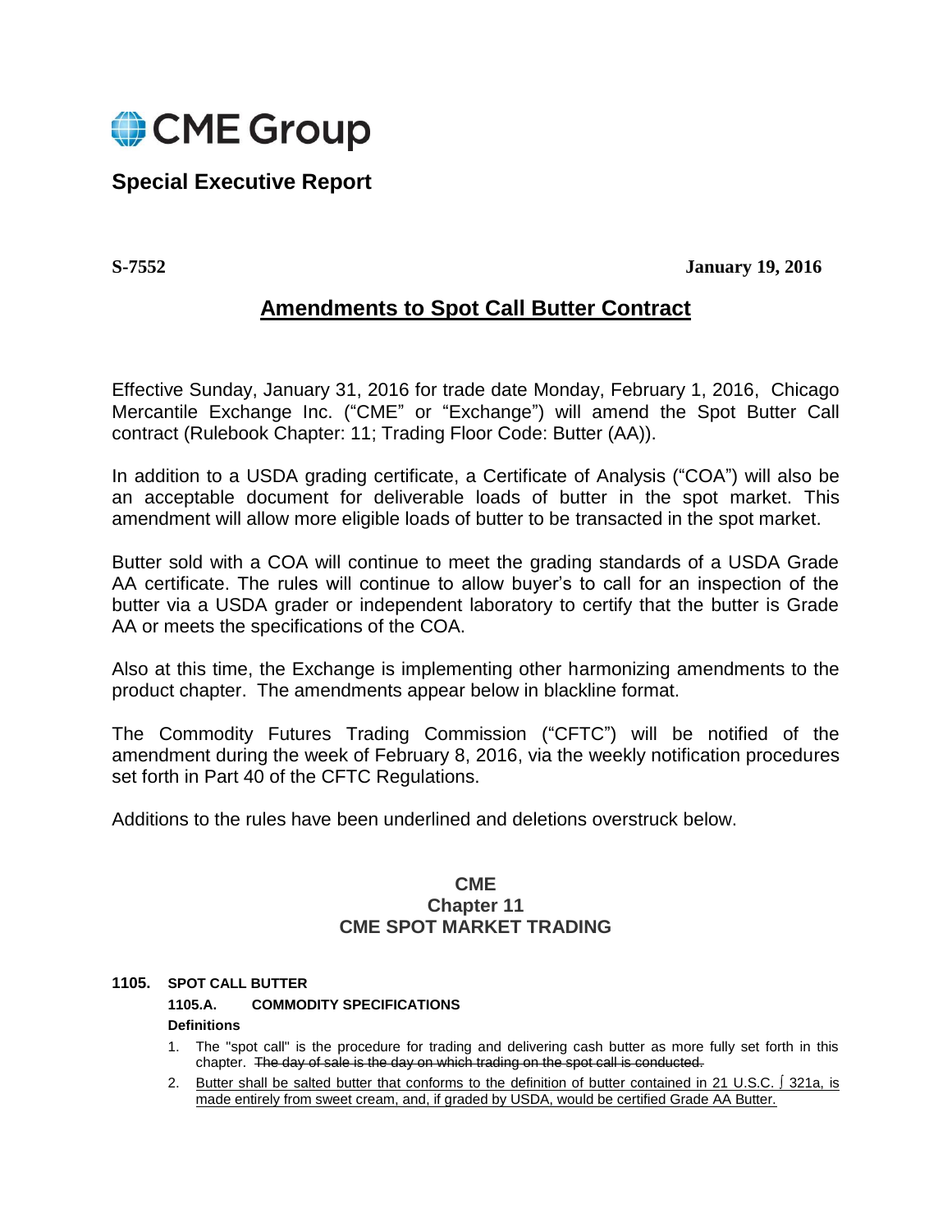CME Group

## Special Executive Report

**S-7552** **January 19, 2016**

# Amendments to Spot Call Butter Contract

Effective Sunday, January 31, 2016 for trade date Monday, February 1, 2016, Chicago Mercantile Exchange Inc. ("CME" or "Exchange") will amend the Spot Butter Call contract (Rulebook Chapter: 11; Trading Floor Code: Butter (AA)).

In addition to a USDA grading certificate, a Certificate of Analysis ("COA") will also be an acceptable document for deliverable loads of butter in the spot market. This amendment will allow more eligible loads of butter to be transacted in the spot market.

Butter sold with a COA will continue to meet the grading standards of a USDA Grade AA certificate. The rules will continue to allow buyer's to call for an inspection of the butter via a USDA grader or independent laboratory to certify that the butter is Grade AA or meets the specifications of the COA.

Also at this time, the Exchange is implementing other harmonizing amendments to the product chapter. The amendments appear below in blackline format.

The Commodity Futures Trading Commission ("CFTC") will be notified of the amendment during the week of February 8, 2016, via the weekly notification procedures set forth in Part 40 of the CFTC Regulations.

Additions to the rules have been underlined and deletions overstruck below.

### CME
### Chapter 11
### CME SPOT MARKET TRADING

**1105. SPOT CALL BUTTER**

**1105.A. COMMODITY SPECIFICATIONS**

**Definitions**

1. The "spot call" is the procedure for trading and delivering cash butter as more fully set forth in this chapter. ~~The day of sale is the day on which trading on the spot call is conducted.~~
2. <u>Butter shall be salted butter that conforms to the definition of butter contained in 21 U.S.C. ∫ 321a, is made entirely from sweet cream, and, if graded by USDA, would be certified Grade AA Butter.</u>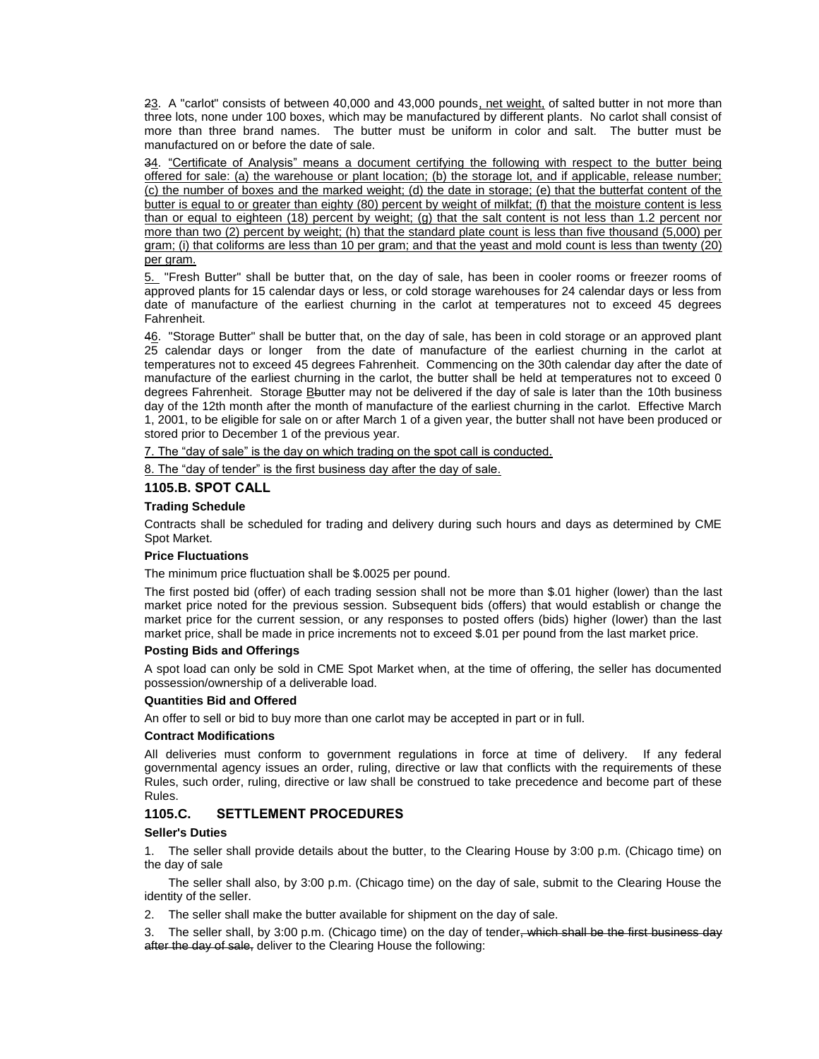23. A "carlot" consists of between 40,000 and 43,000 pounds, net weight, of salted butter in not more than three lots, none under 100 boxes, which may be manufactured by different plants. No carlot shall consist of more than three brand names. The butter must be uniform in color and salt. The butter must be manufactured on or before the date of sale.

34. "Certificate of Analysis" means a document certifying the following with respect to the butter being offered for sale: (a) the warehouse or plant location; (b) the storage lot, and if applicable, release number; (c) the number of boxes and the marked weight; (d) the date in storage; (e) that the butterfat content of the butter is equal to or greater than eighty (80) percent by weight of milkfat; (f) that the moisture content is less than or equal to eighteen (18) percent by weight; (g) that the salt content is not less than 1.2 percent nor more than two (2) percent by weight; (h) that the standard plate count is less than five thousand (5,000) per gram; (i) that coliforms are less than 10 per gram; and that the yeast and mold count is less than twenty (20) per gram.

5. "Fresh Butter" shall be butter that, on the day of sale, has been in cooler rooms or freezer rooms of approved plants for 15 calendar days or less, or cold storage warehouses for 24 calendar days or less from date of manufacture of the earliest churning in the carlot at temperatures not to exceed 45 degrees Fahrenheit.

46. "Storage Butter" shall be butter that, on the day of sale, has been in cold storage or an approved plant 25 calendar days or longer from the date of manufacture of the earliest churning in the carlot at temperatures not to exceed 45 degrees Fahrenheit. Commencing on the 30th calendar day after the date of manufacture of the earliest churning in the carlot, the butter shall be held at temperatures not to exceed 0 degrees Fahrenheit. Storage BButter may not be delivered if the day of sale is later than the 10th business day of the 12th month after the month of manufacture of the earliest churning in the carlot. Effective March 1, 2001, to be eligible for sale on or after March 1 of a given year, the butter shall not have been produced or stored prior to December 1 of the previous year.

7. The "day of sale" is the day on which trading on the spot call is conducted.

8. The "day of tender" is the first business day after the day of sale.

### 1105.B. SPOT CALL

**Trading Schedule**

Contracts shall be scheduled for trading and delivery during such hours and days as determined by CME Spot Market.

**Price Fluctuations**

The minimum price fluctuation shall be $.0025 per pound.

The first posted bid (offer) of each trading session shall not be more than $.01 higher (lower) than the last market price noted for the previous session. Subsequent bids (offers) that would establish or change the market price for the current session, or any responses to posted offers (bids) higher (lower) than the last market price, shall be made in price increments not to exceed $.01 per pound from the last market price.

**Posting Bids and Offerings**

A spot load can only be sold in CME Spot Market when, at the time of offering, the seller has documented possession/ownership of a deliverable load.

**Quantities Bid and Offered**

An offer to sell or bid to buy more than one carlot may be accepted in part or in full.

**Contract Modifications**

All deliveries must conform to government regulations in force at time of delivery. If any federal governmental agency issues an order, ruling, directive or law that conflicts with the requirements of these Rules, such order, ruling, directive or law shall be construed to take precedence and become part of these Rules.

### 1105.C. SETTLEMENT PROCEDURES

**Seller's Duties**

1. The seller shall provide details about the butter, to the Clearing House by 3:00 p.m. (Chicago time) on the day of sale

   The seller shall also, by 3:00 p.m. (Chicago time) on the day of sale, submit to the Clearing House the identity of the seller.

2. The seller shall make the butter available for shipment on the day of sale.

3. The seller shall, by 3:00 p.m. (Chicago time) on the day of tender~~, which shall be the first business day after the day of sale,~~ deliver to the Clearing House the following: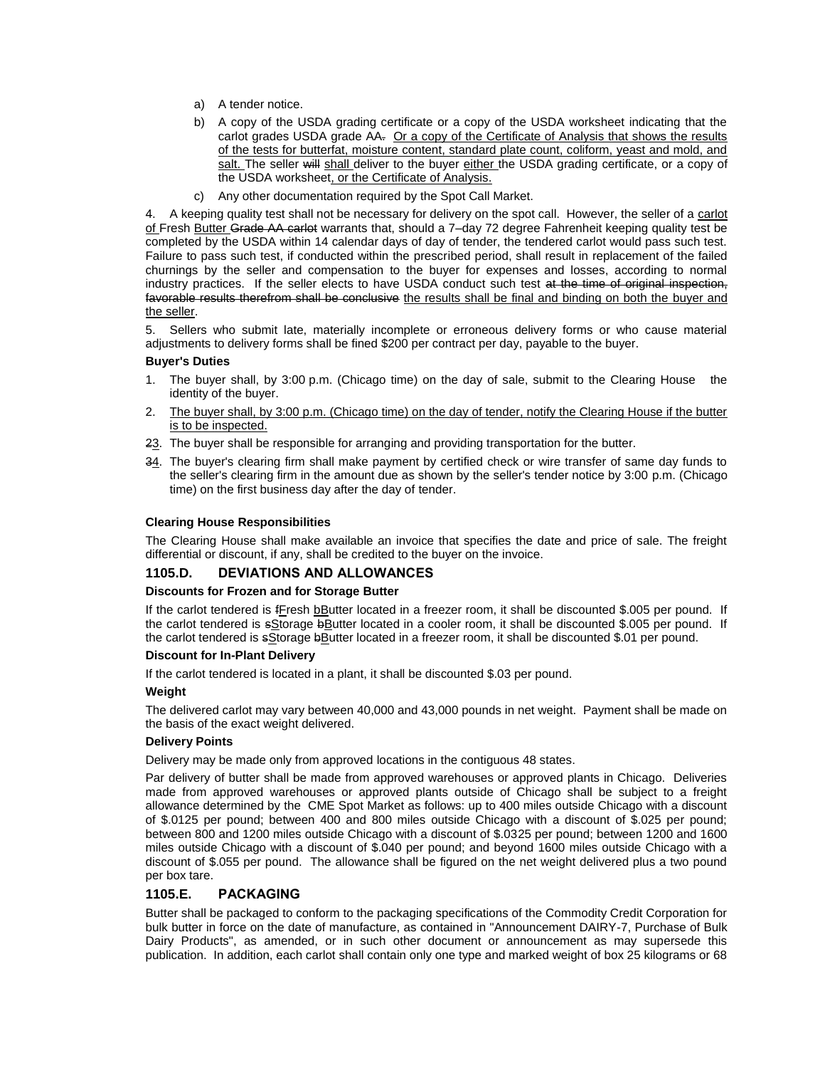a) A tender notice.

b) A copy of the USDA grading certificate or a copy of the USDA worksheet indicating that the carlot grades USDA grade AA. Or a copy of the Certificate of Analysis that shows the results of the tests for butterfat, moisture content, standard plate count, coliform, yeast and mold, and salt. The seller will shall deliver to the buyer either the USDA grading certificate, or a copy of the USDA worksheet, or the Certificate of Analysis.

c) Any other documentation required by the Spot Call Market.

4. A keeping quality test shall not be necessary for delivery on the spot call. However, the seller of a carlot of Fresh Butter Grade AA carlot warrants that, should a 7–day 72 degree Fahrenheit keeping quality test be completed by the USDA within 14 calendar days of day of tender, the tendered carlot would pass such test. Failure to pass such test, if conducted within the prescribed period, shall result in replacement of the failed churnings by the seller and compensation to the buyer for expenses and losses, according to normal industry practices. If the seller elects to have USDA conduct such test at the time of original inspection, favorable results therefrom shall be conclusive the results shall be final and binding on both the buyer and the seller.

5. Sellers who submit late, materially incomplete or erroneous delivery forms or who cause material adjustments to delivery forms shall be fined $200 per contract per day, payable to the buyer.

**Buyer's Duties**

1. The buyer shall, by 3:00 p.m. (Chicago time) on the day of sale, submit to the Clearing House the identity of the buyer.
2. The buyer shall, by 3:00 p.m. (Chicago time) on the day of tender, notify the Clearing House if the butter is to be inspected.
23. The buyer shall be responsible for arranging and providing transportation for the butter.
34. The buyer's clearing firm shall make payment by certified check or wire transfer of same day funds to the seller's clearing firm in the amount due as shown by the seller's tender notice by 3:00 p.m. (Chicago time) on the first business day after the day of tender.

**Clearing House Responsibilities**

The Clearing House shall make available an invoice that specifies the date and price of sale. The freight differential or discount, if any, shall be credited to the buyer on the invoice.

## 1105.D. DEVIATIONS AND ALLOWANCES

**Discounts for Frozen and for Storage Butter**

If the carlot tendered is fFresh bButter located in a freezer room, it shall be discounted $.005 per pound. If the carlot tendered is sStorage bButter located in a cooler room, it shall be discounted $.005 per pound. If the carlot tendered is sStorage bButter located in a freezer room, it shall be discounted $.01 per pound.

**Discount for In-Plant Delivery**

If the carlot tendered is located in a plant, it shall be discounted $.03 per pound.

**Weight**

The delivered carlot may vary between 40,000 and 43,000 pounds in net weight. Payment shall be made on the basis of the exact weight delivered.

**Delivery Points**

Delivery may be made only from approved locations in the contiguous 48 states.

Par delivery of butter shall be made from approved warehouses or approved plants in Chicago. Deliveries made from approved warehouses or approved plants outside of Chicago shall be subject to a freight allowance determined by the CME Spot Market as follows: up to 400 miles outside Chicago with a discount of $.0125 per pound; between 400 and 800 miles outside Chicago with a discount of $.025 per pound; between 800 and 1200 miles outside Chicago with a discount of $.0325 per pound; between 1200 and 1600 miles outside Chicago with a discount of $.040 per pound; and beyond 1600 miles outside Chicago with a discount of $.055 per pound. The allowance shall be figured on the net weight delivered plus a two pound per box tare.

## 1105.E. PACKAGING

Butter shall be packaged to conform to the packaging specifications of the Commodity Credit Corporation for bulk butter in force on the date of manufacture, as contained in "Announcement DAIRY-7, Purchase of Bulk Dairy Products", as amended, or in such other document or announcement as may supersede this publication. In addition, each carlot shall contain only one type and marked weight of box 25 kilograms or 68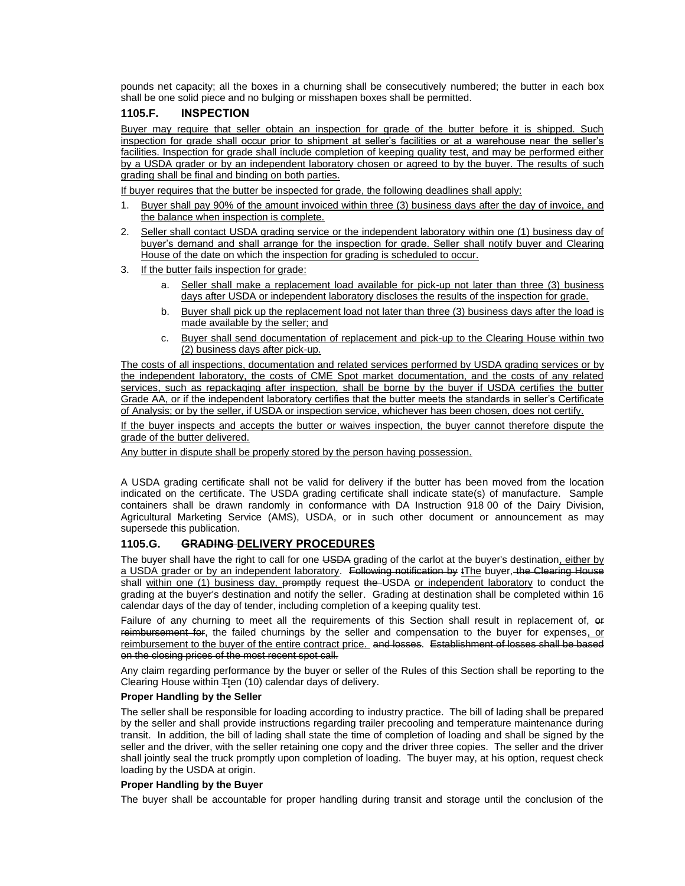pounds net capacity; all the boxes in a churning shall be consecutively numbered; the butter in each box shall be one solid piece and no bulging or misshapen boxes shall be permitted.

### 1105.F. INSPECTION

Buyer may require that seller obtain an inspection for grade of the butter before it is shipped. Such inspection for grade shall occur prior to shipment at seller's facilities or at a warehouse near the seller's facilities. Inspection for grade shall include completion of keeping quality test, and may be performed either by a USDA grader or by an independent laboratory chosen or agreed to by the buyer. The results of such grading shall be final and binding on both parties.

If buyer requires that the butter be inspected for grade, the following deadlines shall apply:

1. Buyer shall pay 90% of the amount invoiced within three (3) business days after the day of invoice, and the balance when inspection is complete.
2. Seller shall contact USDA grading service or the independent laboratory within one (1) business day of buyer's demand and shall arrange for the inspection for grade. Seller shall notify buyer and Clearing House of the date on which the inspection for grading is scheduled to occur.
3. If the butter fails inspection for grade:
    a. Seller shall make a replacement load available for pick-up not later than three (3) business days after USDA or independent laboratory discloses the results of the inspection for grade.
    b. Buyer shall pick up the replacement load not later than three (3) business days after the load is made available by the seller; and
    c. Buyer shall send documentation of replacement and pick-up to the Clearing House within two (2) business days after pick-up.

The costs of all inspections, documentation and related services performed by USDA grading services or by the independent laboratory, the costs of CME Spot market documentation, and the costs of any related services, such as repackaging after inspection, shall be borne by the buyer if USDA certifies the butter Grade AA, or if the independent laboratory certifies that the butter meets the standards in seller's Certificate of Analysis; or by the seller, if USDA or inspection service, whichever has been chosen, does not certify.

If the buyer inspects and accepts the butter or waives inspection, the buyer cannot therefore dispute the grade of the butter delivered.

Any butter in dispute shall be properly stored by the person having possession.

A USDA grading certificate shall not be valid for delivery if the butter has been moved from the location indicated on the certificate. The USDA grading certificate shall indicate state(s) of manufacture. Sample containers shall be drawn randomly in conformance with DA Instruction 918 00 of the Dairy Division, Agricultural Marketing Service (AMS), USDA, or in such other document or announcement as may supersede this publication.

### 1105.G. ~~GRADING~~ DELIVERY PROCEDURES

The buyer shall have the right to call for one ~~USDA~~ grading of the carlot at the buyer's destination, either by a USDA grader or by an independent laboratory. ~~Following notification by t~~The buyer, ~~the Clearing House~~ shall within one (1) business day, ~~promptly~~ request ~~the~~ USDA or independent laboratory to conduct the grading at the buyer's destination and notify the seller. Grading at destination shall be completed within 16 calendar days of the day of tender, including completion of a keeping quality test.

Failure of any churning to meet all the requirements of this Section shall result in replacement of, ~~or reimbursement for~~, the failed churnings by the seller and compensation to the buyer for expenses, or reimbursement to the buyer of the entire contract price. ~~and losses~~. ~~Establishment of losses shall be based on the closing prices of the most recent spot call.~~

Any claim regarding performance by the buyer or seller of the Rules of this Section shall be reporting to the Clearing House within ~~T~~ten (10) calendar days of delivery.

**Proper Handling by the Seller**

The seller shall be responsible for loading according to industry practice. The bill of lading shall be prepared by the seller and shall provide instructions regarding trailer precooling and temperature maintenance during transit. In addition, the bill of lading shall state the time of completion of loading and shall be signed by the seller and the driver, with the seller retaining one copy and the driver three copies. The seller and the driver shall jointly seal the truck promptly upon completion of loading. The buyer may, at his option, request check loading by the USDA at origin.

**Proper Handling by the Buyer**

The buyer shall be accountable for proper handling during transit and storage until the conclusion of the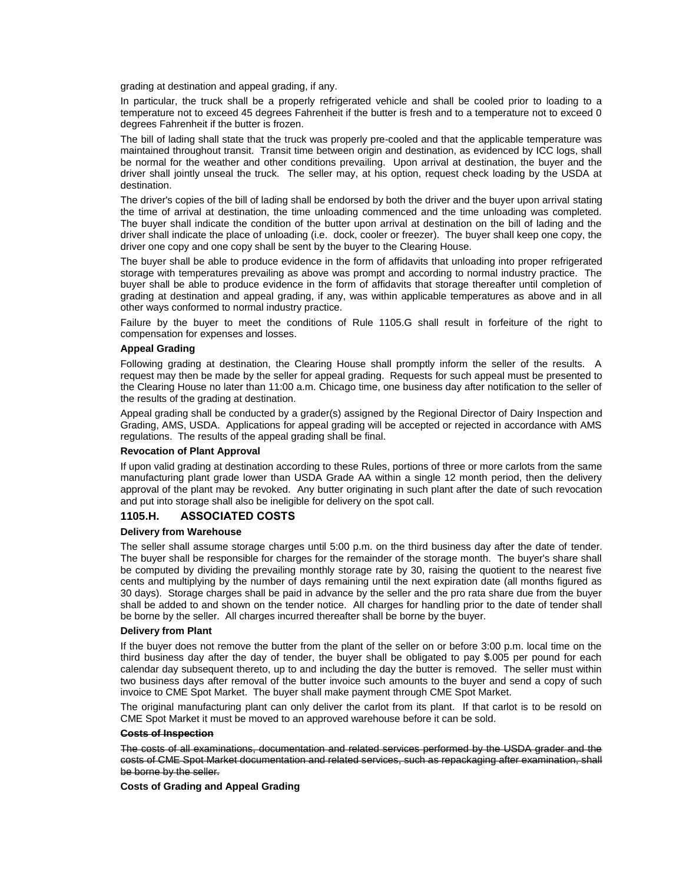grading at destination and appeal grading, if any.

In particular, the truck shall be a properly refrigerated vehicle and shall be cooled prior to loading to a temperature not to exceed 45 degrees Fahrenheit if the butter is fresh and to a temperature not to exceed 0 degrees Fahrenheit if the butter is frozen.

The bill of lading shall state that the truck was properly pre-cooled and that the applicable temperature was maintained throughout transit. Transit time between origin and destination, as evidenced by ICC logs, shall be normal for the weather and other conditions prevailing. Upon arrival at destination, the buyer and the driver shall jointly unseal the truck. The seller may, at his option, request check loading by the USDA at destination.

The driver's copies of the bill of lading shall be endorsed by both the driver and the buyer upon arrival stating the time of arrival at destination, the time unloading commenced and the time unloading was completed. The buyer shall indicate the condition of the butter upon arrival at destination on the bill of lading and the driver shall indicate the place of unloading (i.e. dock, cooler or freezer). The buyer shall keep one copy, the driver one copy and one copy shall be sent by the buyer to the Clearing House.

The buyer shall be able to produce evidence in the form of affidavits that unloading into proper refrigerated storage with temperatures prevailing as above was prompt and according to normal industry practice. The buyer shall be able to produce evidence in the form of affidavits that storage thereafter until completion of grading at destination and appeal grading, if any, was within applicable temperatures as above and in all other ways conformed to normal industry practice.

Failure by the buyer to meet the conditions of Rule 1105.G shall result in forfeiture of the right to compensation for expenses and losses.

**Appeal Grading**

Following grading at destination, the Clearing House shall promptly inform the seller of the results. A request may then be made by the seller for appeal grading. Requests for such appeal must be presented to the Clearing House no later than 11:00 a.m. Chicago time, one business day after notification to the seller of the results of the grading at destination.

Appeal grading shall be conducted by a grader(s) assigned by the Regional Director of Dairy Inspection and Grading, AMS, USDA. Applications for appeal grading will be accepted or rejected in accordance with AMS regulations. The results of the appeal grading shall be final.

**Revocation of Plant Approval**

If upon valid grading at destination according to these Rules, portions of three or more carlots from the same manufacturing plant grade lower than USDA Grade AA within a single 12 month period, then the delivery approval of the plant may be revoked. Any butter originating in such plant after the date of such revocation and put into storage shall also be ineligible for delivery on the spot call.

## 1105.H. ASSOCIATED COSTS

**Delivery from Warehouse**

The seller shall assume storage charges until 5:00 p.m. on the third business day after the date of tender. The buyer shall be responsible for charges for the remainder of the storage month. The buyer's share shall be computed by dividing the prevailing monthly storage rate by 30, raising the quotient to the nearest five cents and multiplying by the number of days remaining until the next expiration date (all months figured as 30 days). Storage charges shall be paid in advance by the seller and the pro rata share due from the buyer shall be added to and shown on the tender notice. All charges for handling prior to the date of tender shall be borne by the seller. All charges incurred thereafter shall be borne by the buyer.

**Delivery from Plant**

If the buyer does not remove the butter from the plant of the seller on or before 3:00 p.m. local time on the third business day after the day of tender, the buyer shall be obligated to pay $.005 per pound for each calendar day subsequent thereto, up to and including the day the butter is removed. The seller must within two business days after removal of the butter invoice such amounts to the buyer and send a copy of such invoice to CME Spot Market. The buyer shall make payment through CME Spot Market.

The original manufacturing plant can only deliver the carlot from its plant. If that carlot is to be resold on CME Spot Market it must be moved to an approved warehouse before it can be sold.

~~**Costs of Inspection**~~

~~The costs of all examinations, documentation and related services performed by the USDA grader and the costs of CME Spot Market documentation and related services, such as repackaging after examination, shall be borne by the seller.~~

**Costs of Grading and Appeal Grading**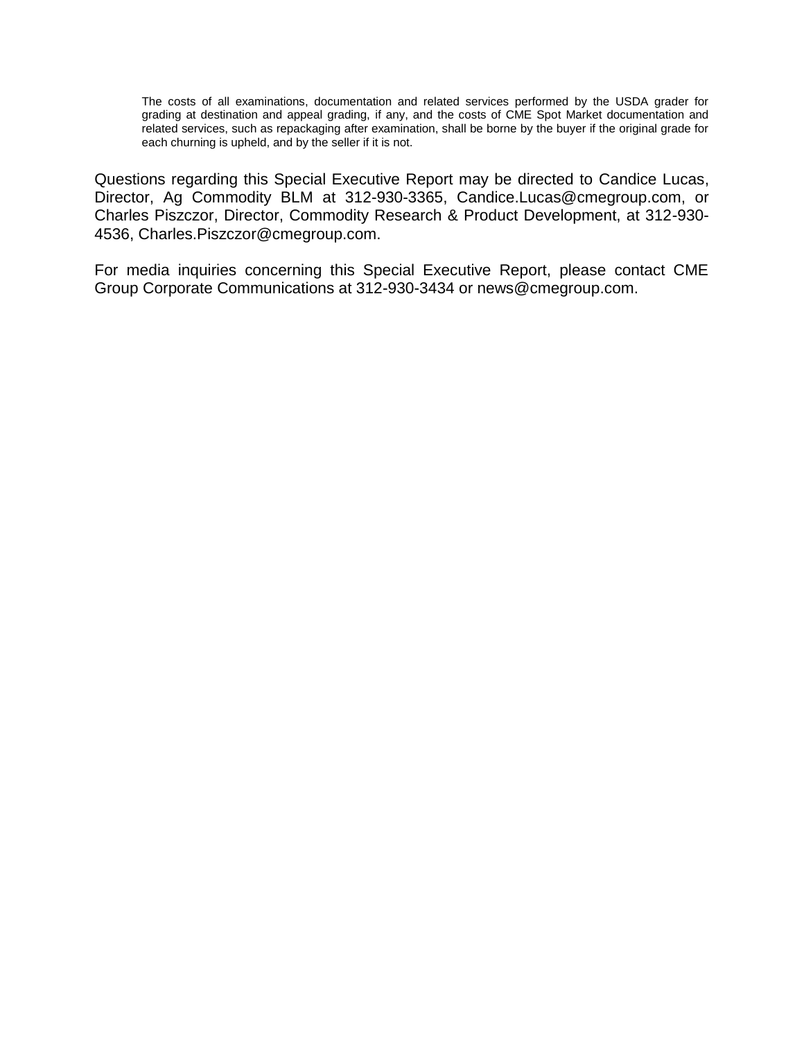The costs of all examinations, documentation and related services performed by the USDA grader for grading at destination and appeal grading, if any, and the costs of CME Spot Market documentation and related services, such as repackaging after examination, shall be borne by the buyer if the original grade for each churning is upheld, and by the seller if it is not.

Questions regarding this Special Executive Report may be directed to Candice Lucas, Director, Ag Commodity BLM at 312-930-3365, Candice.Lucas@cmegroup.com, or Charles Piszczor, Director, Commodity Research & Product Development, at 312-930-4536, Charles.Piszczor@cmegroup.com.

For media inquiries concerning this Special Executive Report, please contact CME Group Corporate Communications at 312-930-3434 or news@cmegroup.com.